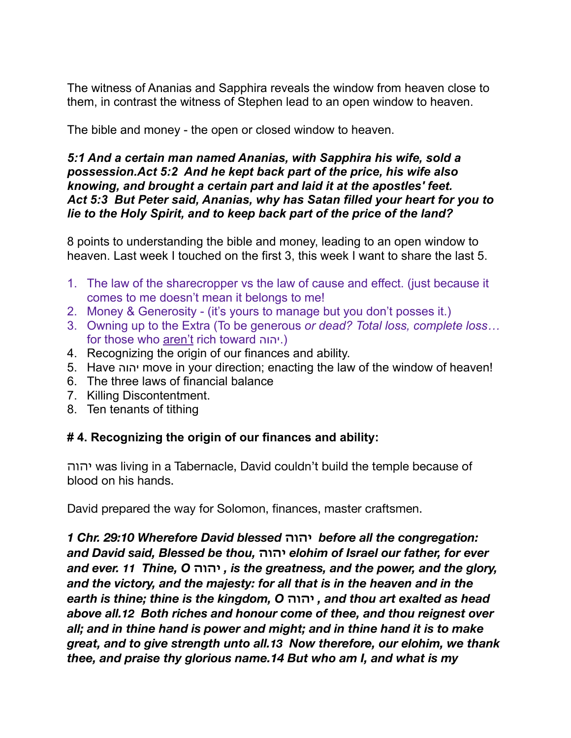The witness of Ananias and Sapphira reveals the window from heaven close to them, in contrast the witness of Stephen lead to an open window to heaven.

The bible and money - the open or closed window to heaven.

***5:1 And a certain man named Ananias, with Sapphira his wife, sold a possession.Act 5:2 And he kept back part of the price, his wife also knowing, and brought a certain part and laid it at the apostles' feet. Act 5:3 But Peter said, Ananias, why has Satan filled your heart for you to lie to the Holy Spirit, and to keep back part of the price of the land?***

8 points to understanding the bible and money, leading to an open window to heaven. Last week I touched on the first 3, this week I want to share the last 5.

1. The law of the sharecropper vs the law of cause and effect. (just because it comes to me doesn't mean it belongs to me!
2. Money & Generosity - (it's yours to manage but you don't posses it.)
3. Owning up to the Extra (To be generous *or dead? Total loss, complete loss…* for those who aren't rich toward יהוה.)
4. Recognizing the origin of our finances and ability.
5. Have יהוה move in your direction; enacting the law of the window of heaven!
6. The three laws of financial balance
7. Killing Discontentment.
8. Ten tenants of tithing

**# 4. Recognizing the origin of our finances and ability:**

יהוה was living in a Tabernacle, David couldn't build the temple because of blood on his hands.

David prepared the way for Solomon, finances, master craftsmen.

***1 Chr. 29:10 Wherefore David blessed יהוה before all the congregation: and David said, Blessed be thou, יהוה elohim of Israel our father, for ever and ever. 11 Thine, O יהוה , is the greatness, and the power, and the glory, and the victory, and the majesty: for all that is in the heaven and in the earth is thine; thine is the kingdom, O יהוה , and thou art exalted as head above all.12 Both riches and honour come of thee, and thou reignest over all; and in thine hand is power and might; and in thine hand it is to make great, and to give strength unto all.13 Now therefore, our elohim, we thank thee, and praise thy glorious name.14 But who am I, and what is my***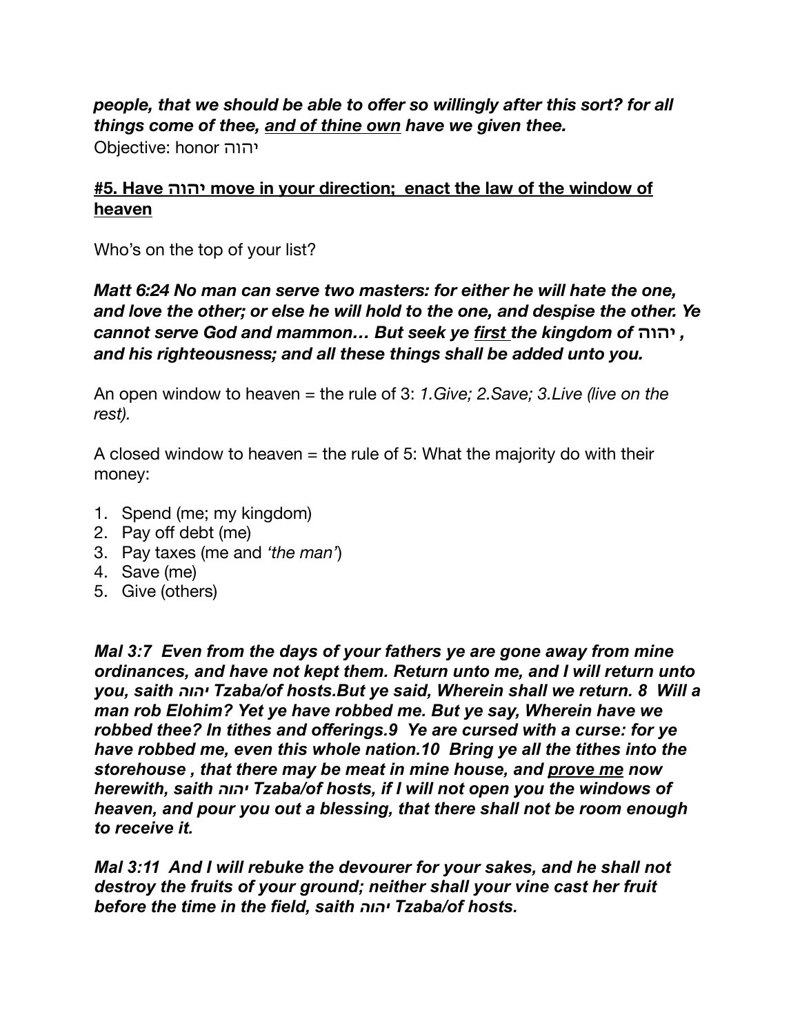***people, that we should be able to offer so willingly after this sort? for all things come of thee, <u>and of thine own</u> have we given thee.***
Objective: honor יהוה

**<u>#5. Have יהוה move in your direction; enact the law of the window of heaven</u>**

Who's on the top of your list?

***Matt 6:24 No man can serve two masters: for either he will hate the one, and love the other; or else he will hold to the one, and despise the other. Ye cannot serve God and mammon… But seek ye <u>first</u> the kingdom of יהוה , and his righteousness; and all these things shall be added unto you.***

An open window to heaven = the rule of 3: *1.Give; 2.Save; 3.Live (live on the rest).*

A closed window to heaven = the rule of 5: What the majority do with their money:

1. Spend (me; my kingdom)
2. Pay off debt (me)
3. Pay taxes (me and *'the man'*)
4. Save (me)
5. Give (others)

***Mal 3:7 Even from the days of your fathers ye are gone away from mine ordinances, and have not kept them. Return unto me, and I will return unto you, saith יהוה Tzaba/of hosts.But ye said, Wherein shall we return. 8 Will a man rob Elohim? Yet ye have robbed me. But ye say, Wherein have we robbed thee? In tithes and offerings.9 Ye are cursed with a curse: for ye have robbed me, even this whole nation.10 Bring ye all the tithes into the storehouse , that there may be meat in mine house, and <u>prove me</u> now herewith, saith יהוה Tzaba/of hosts, if I will not open you the windows of heaven, and pour you out a blessing, that there shall not be room enough to receive it.***

***Mal 3:11 And I will rebuke the devourer for your sakes, and he shall not destroy the fruits of your ground; neither shall your vine cast her fruit before the time in the field, saith יהוה Tzaba/of hosts.***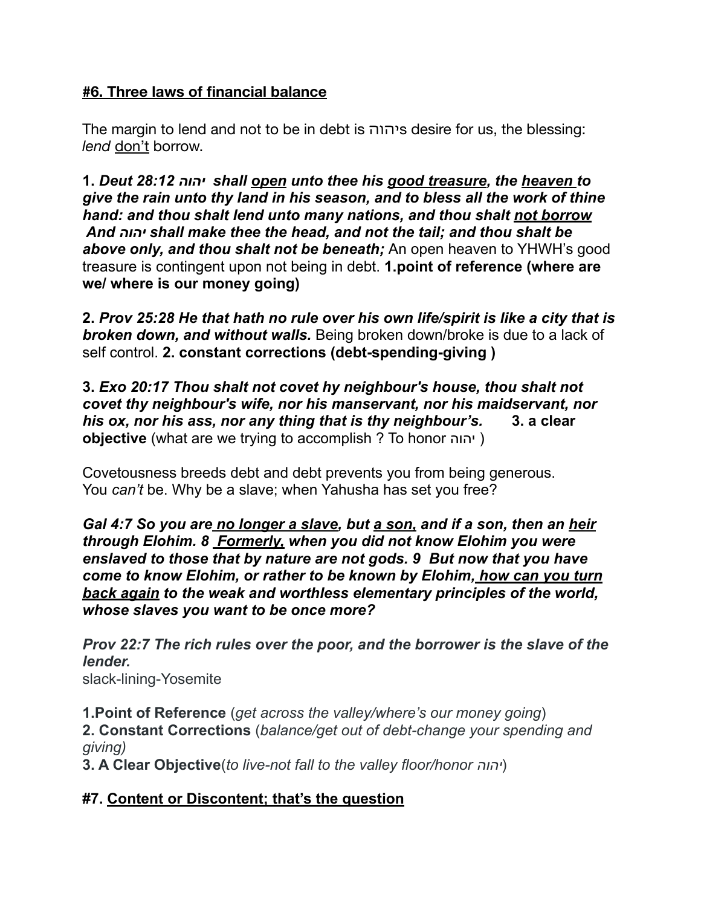**#6. <u>Three laws of financial balance</u>**

The margin to lend and not to be in debt is יהוהs desire for us, the blessing: *lend* <u>don't</u> borrow.

**1.** ***Deut 28:12 יהוה shall <u>open</u> unto thee his <u>good treasure</u>, the <u>heaven</u> to give the rain unto thy land in his season, and to bless all the work of thine hand: and thou shalt lend unto many nations, and thou shalt <u>not borrow</u> And יהוה shall make thee the head, and not the tail; and thou shalt be above only, and thou shalt not be beneath;*** An open heaven to YHWH's good treasure is contingent upon not being in debt. **1.point of reference (where are we/ where is our money going)**

**2.** ***Prov 25:28 He that hath no rule over his own life/spirit is like a city that is broken down, and without walls.*** Being broken down/broke is due to a lack of self control. **2. constant corrections (debt-spending-giving )**

**3.** ***Exo 20:17 Thou shalt not covet hy neighbour's house, thou shalt not covet thy neighbour's wife, nor his manservant, nor his maidservant, nor his ox, nor his ass, nor any thing that is thy neighbour's.*** **3. a clear objective** (what are we trying to accomplish ? To honor יהוה )

Covetousness breeds debt and debt prevents you from being generous. You *can't* be. Why be a slave; when Yahusha has set you free?

***Gal 4:7 So you are <u>no longer a slave</u>, but <u>a son,</u> and if a son, then an <u>heir</u> through Elohim. 8 <u>Formerly,</u> when you did not know Elohim you were enslaved to those that by nature are not gods. 9 But now that you have come to know Elohim, or rather to be known by Elohim, <u>how can you turn back again</u> to the weak and worthless elementary principles of the world, whose slaves you want to be once more?***

***Prov 22:7 The rich rules over the poor, and the borrower is the slave of the lender.***
slack-lining-Yosemite

**1.Point of Reference** (*get across the valley/where's our money going*)
**2. Constant Corrections** (*balance/get out of debt-change your spending and giving)*
**3. A Clear Objective**(*to live-not fall to the valley floor/honor יהוה*)

**#7. <u>Content or Discontent; that's the question</u>**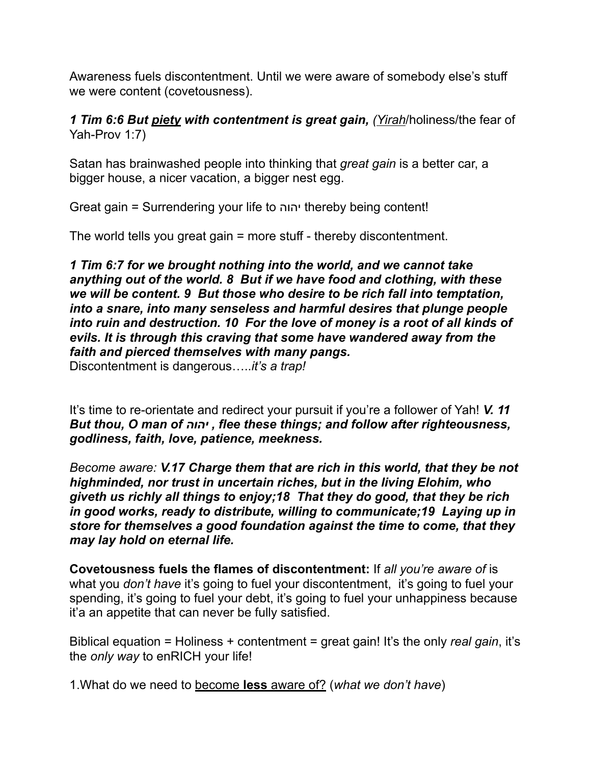Awareness fuels discontentment. Until we were aware of somebody else's stuff we were content (covetousness).

***1 Tim 6:6 But <u>piety</u> with contentment is great gain,*** *(<u>Yirah</u>*/holiness/the fear of Yah-Prov 1:7)

Satan has brainwashed people into thinking that *great gain* is a better car, a bigger house, a nicer vacation, a bigger nest egg.

Great gain = Surrendering your life to יהוה thereby being content!

The world tells you great gain = more stuff - thereby discontentment.

***1 Tim 6:7 for we brought nothing into the world, and we cannot take anything out of the world. 8 But if we have food and clothing, with these we will be content. 9 But those who desire to be rich fall into temptation, into a snare, into many senseless and harmful desires that plunge people into ruin and destruction. 10 For the love of money is a root of all kinds of evils. It is through this craving that some have wandered away from the faith and pierced themselves with many pangs.***
Discontentment is dangerous…..*it's a trap!*

It's time to re-orientate and redirect your pursuit if you're a follower of Yah! ***V. 11 But thou, O man of יהוה , flee these things; and follow after righteousness, godliness, faith, love, patience, meekness.***

*Become aware:* ***V.17 Charge them that are rich in this world, that they be not highminded, nor trust in uncertain riches, but in the living Elohim, who giveth us richly all things to enjoy;18 That they do good, that they be rich in good works, ready to distribute, willing to communicate;19 Laying up in store for themselves a good foundation against the time to come, that they may lay hold on eternal life.***

**Covetousness fuels the flames of discontentment:** If *all you're aware of* is what you *don't have* it's going to fuel your discontentment, it's going to fuel your spending, it's going to fuel your debt, it's going to fuel your unhappiness because it'a an appetite that can never be fully satisfied.

Biblical equation = Holiness + contentment = great gain! It's the only *real gain*, it's the *only way* to enRICH your life!

1.What do we need to <u>become **less** aware of?</u> (*what we don't have*)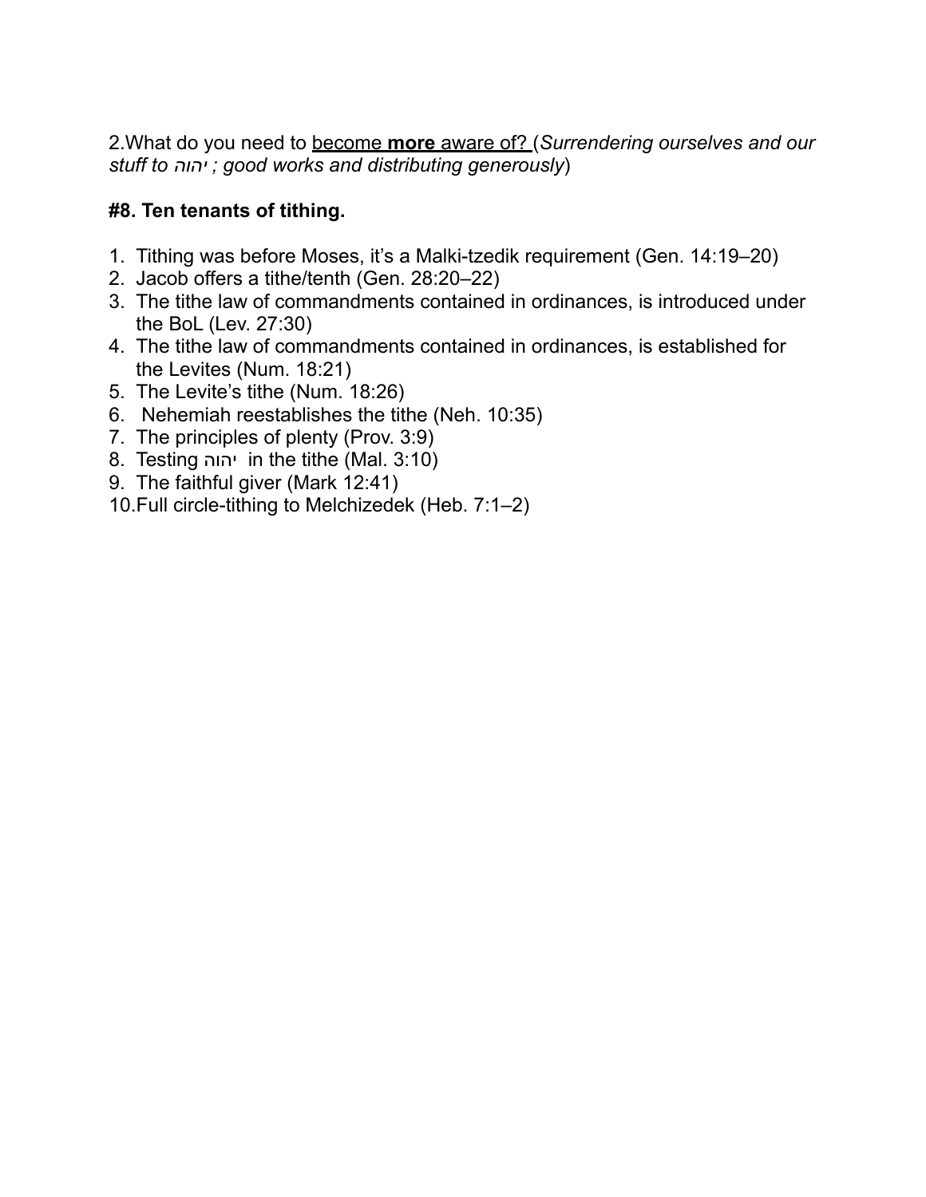2.What do you need to <u>become **more** aware of?</u> (*Surrendering ourselves and our stuff to יהוה ; good works and distributing generously*)

**#8. Ten tenants of tithing.**

1. Tithing was before Moses, it's a Malki-tzedik requirement (Gen. 14:19–20)
2. Jacob offers a tithe/tenth (Gen. 28:20–22)
3. The tithe law of commandments contained in ordinances, is introduced under the BoL (Lev. 27:30)
4. The tithe law of commandments contained in ordinances, is established for the Levites (Num. 18:21)
5. The Levite's tithe (Num. 18:26)
6. Nehemiah reestablishes the tithe (Neh. 10:35)
7. The principles of plenty (Prov. 3:9)
8. Testing יהוה in the tithe (Mal. 3:10)
9. The faithful giver (Mark 12:41)
10. Full circle-tithing to Melchizedek (Heb. 7:1–2)